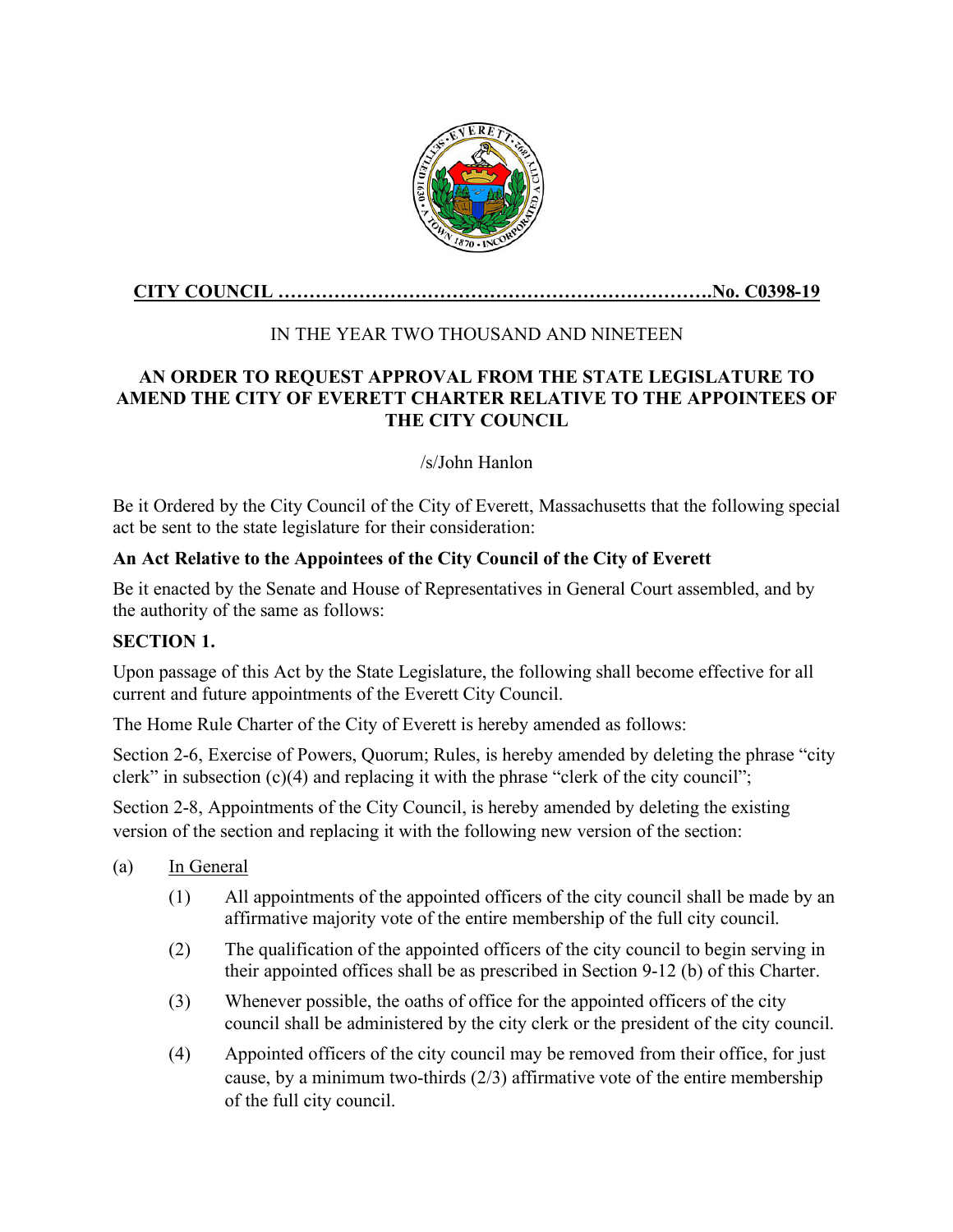**CITY COUNCIL ……………………………………………………………No. C0398-19**

IN THE YEAR TWO THOUSAND AND NINETEEN

**AN ORDER TO REQUEST APPROVAL FROM THE STATE LEGISLATURE TO AMEND THE CITY OF EVERETT CHARTER RELATIVE TO THE APPOINTEES OF THE CITY COUNCIL**

/s/John Hanlon

Be it Ordered by the City Council of the City of Everett, Massachusetts that the following special act be sent to the state legislature for their consideration:

**An Act Relative to the Appointees of the City Council of the City of Everett**

Be it enacted by the Senate and House of Representatives in General Court assembled, and by the authority of the same as follows:

**SECTION 1.**

Upon passage of this Act by the State Legislature, the following shall become effective for all current and future appointments of the Everett City Council.

The Home Rule Charter of the City of Everett is hereby amended as follows:

Section 2-6, Exercise of Powers, Quorum; Rules, is hereby amended by deleting the phrase "city clerk" in subsection (c)(4) and replacing it with the phrase "clerk of the city council";

Section 2-8, Appointments of the City Council, is hereby amended by deleting the existing version of the section and replacing it with the following new version of the section:

(a) In General

(1) All appointments of the appointed officers of the city council shall be made by an affirmative majority vote of the entire membership of the full city council.

(2) The qualification of the appointed officers of the city council to begin serving in their appointed offices shall be as prescribed in Section 9-12 (b) of this Charter.

(3) Whenever possible, the oaths of office for the appointed officers of the city council shall be administered by the city clerk or the president of the city council.

(4) Appointed officers of the city council may be removed from their office, for just cause, by a minimum two-thirds (2/3) affirmative vote of the entire membership of the full city council.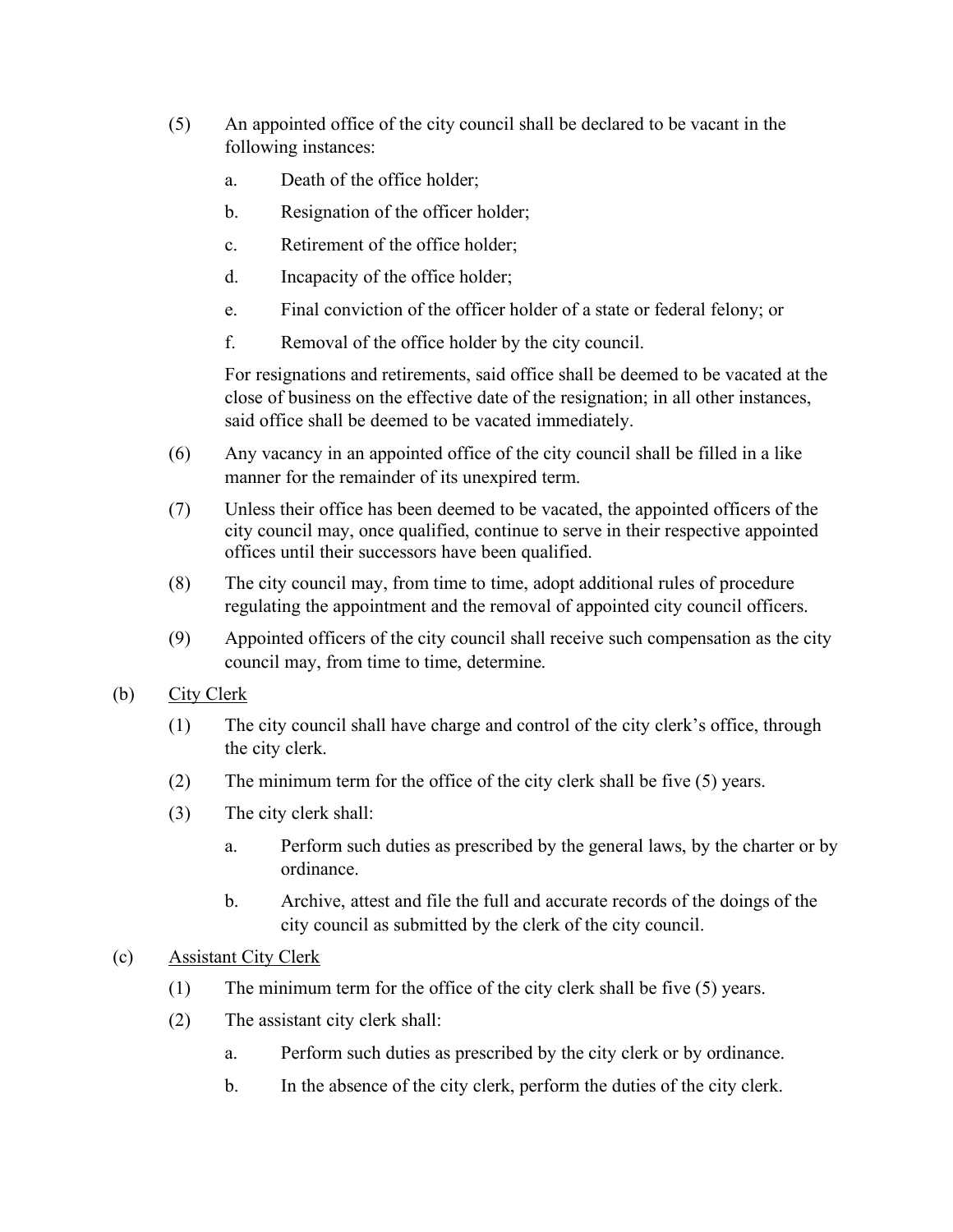(5) An appointed office of the city council shall be declared to be vacant in the following instances:

  a. Death of the office holder;

  b. Resignation of the officer holder;

  c. Retirement of the office holder;

  d. Incapacity of the office holder;

  e. Final conviction of the officer holder of a state or federal felony; or

  f. Removal of the office holder by the city council.

  For resignations and retirements, said office shall be deemed to be vacated at the close of business on the effective date of the resignation; in all other instances, said office shall be deemed to be vacated immediately.

(6) Any vacancy in an appointed office of the city council shall be filled in a like manner for the remainder of its unexpired term.

(7) Unless their office has been deemed to be vacated, the appointed officers of the city council may, once qualified, continue to serve in their respective appointed offices until their successors have been qualified.

(8) The city council may, from time to time, adopt additional rules of procedure regulating the appointment and the removal of appointed city council officers.

(9) Appointed officers of the city council shall receive such compensation as the city council may, from time to time, determine.

(b) <u>City Clerk</u>

(1) The city council shall have charge and control of the city clerk's office, through the city clerk.

(2) The minimum term for the office of the city clerk shall be five (5) years.

(3) The city clerk shall:

  a. Perform such duties as prescribed by the general laws, by the charter or by ordinance.

  b. Archive, attest and file the full and accurate records of the doings of the city council as submitted by the clerk of the city council.

(c) <u>Assistant City Clerk</u>

(1) The minimum term for the office of the city clerk shall be five (5) years.

(2) The assistant city clerk shall:

  a. Perform such duties as prescribed by the city clerk or by ordinance.

  b. In the absence of the city clerk, perform the duties of the city clerk.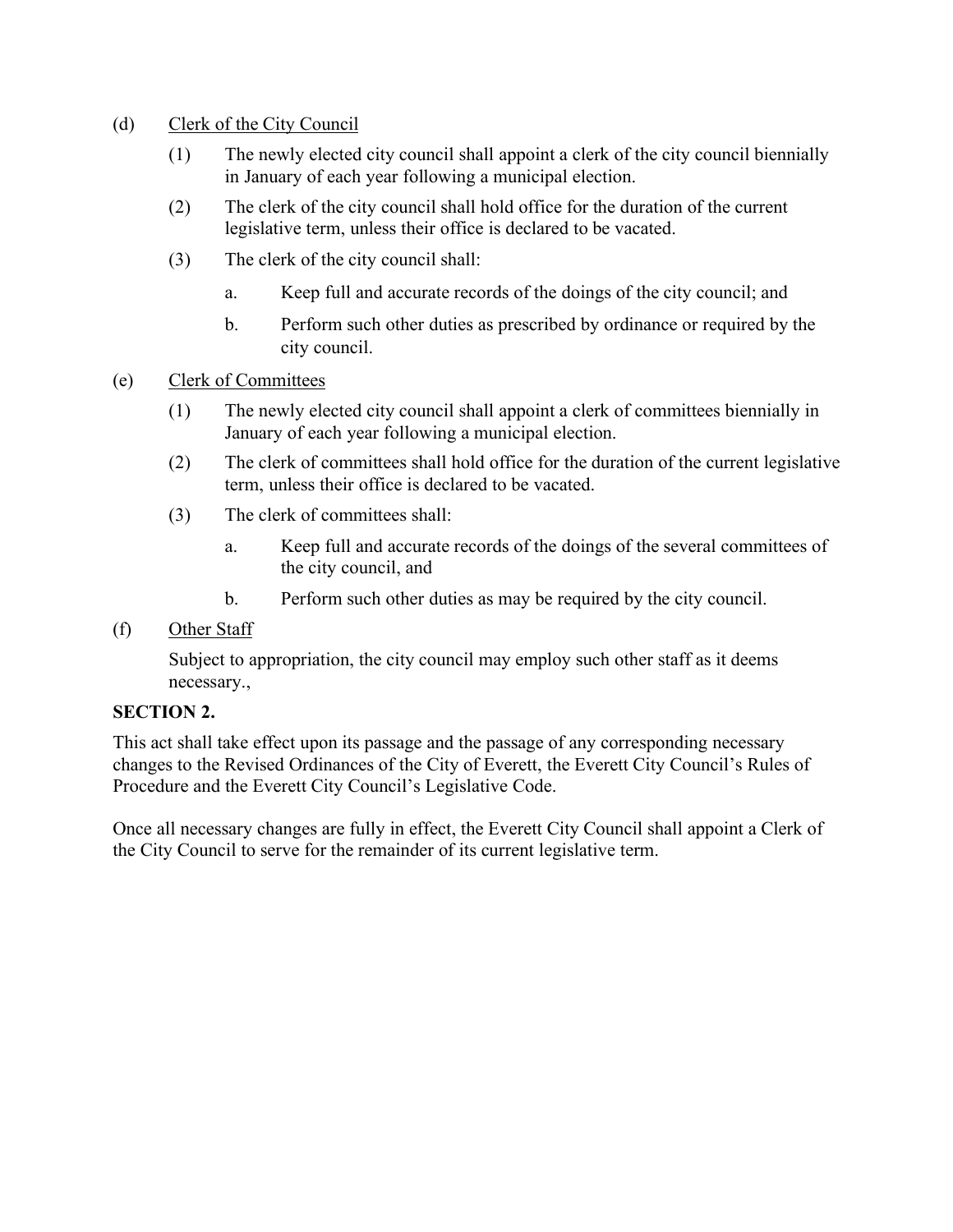(d) Clerk of the City Council

(1) The newly elected city council shall appoint a clerk of the city council biennially in January of each year following a municipal election.

(2) The clerk of the city council shall hold office for the duration of the current legislative term, unless their office is declared to be vacated.

(3) The clerk of the city council shall:

a. Keep full and accurate records of the doings of the city council; and

b. Perform such other duties as prescribed by ordinance or required by the city council.

(e) Clerk of Committees

(1) The newly elected city council shall appoint a clerk of committees biennially in January of each year following a municipal election.

(2) The clerk of committees shall hold office for the duration of the current legislative term, unless their office is declared to be vacated.

(3) The clerk of committees shall:

a. Keep full and accurate records of the doings of the several committees of the city council, and

b. Perform such other duties as may be required by the city council.

(f) Other Staff

Subject to appropriation, the city council may employ such other staff as it deems necessary.,

**SECTION 2.**

This act shall take effect upon its passage and the passage of any corresponding necessary changes to the Revised Ordinances of the City of Everett, the Everett City Council's Rules of Procedure and the Everett City Council's Legislative Code.

Once all necessary changes are fully in effect, the Everett City Council shall appoint a Clerk of the City Council to serve for the remainder of its current legislative term.